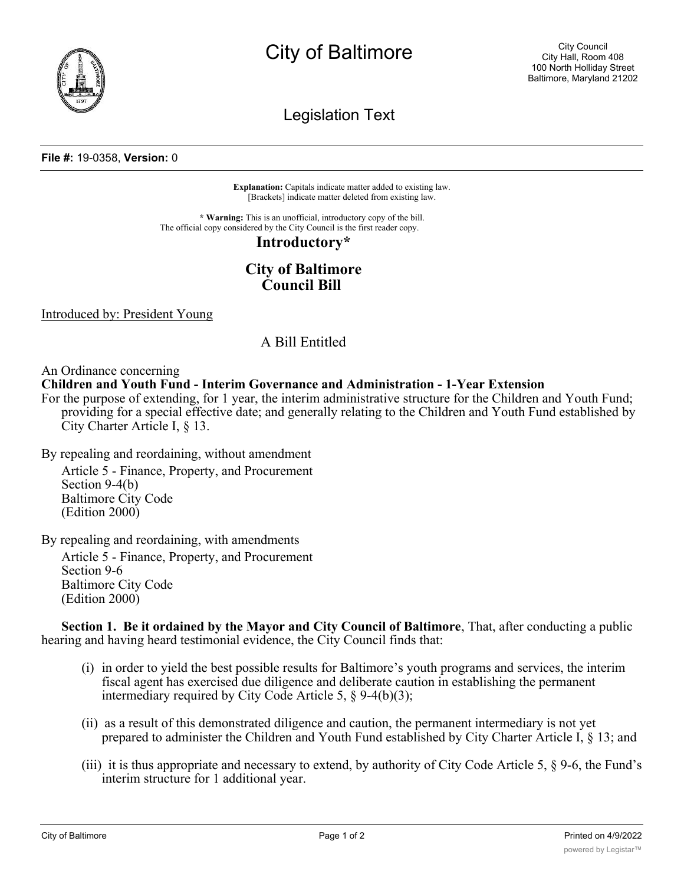# City of Baltimore

City Council
City Hall, Room 408
100 North Holliday Street
Baltimore, Maryland 21202

## Legislation Text

**File #:** 19-0358, **Version:** 0

**Explanation:** Capitals indicate matter added to existing law.
[Brackets] indicate matter deleted from existing law.

**\* Warning:** This is an unofficial, introductory copy of the bill.
The official copy considered by the City Council is the first reader copy.

## Introductory*

## City of Baltimore
## Council Bill

Introduced by: President Young

A Bill Entitled

An Ordinance concerning

**Children and Youth Fund - Interim Governance and Administration - 1-Year Extension**

For the purpose of extending, for 1 year, the interim administrative structure for the Children and Youth Fund; providing for a special effective date; and generally relating to the Children and Youth Fund established by City Charter Article I, § 13.

By repealing and reordaining, without amendment

Article 5 - Finance, Property, and Procurement
Section 9-4(b)
Baltimore City Code
(Edition 2000)

By repealing and reordaining, with amendments

Article 5 - Finance, Property, and Procurement
Section 9-6
Baltimore City Code
(Edition 2000)

**Section 1. Be it ordained by the Mayor and City Council of Baltimore**, That, after conducting a public hearing and having heard testimonial evidence, the City Council finds that:

(i) in order to yield the best possible results for Baltimore's youth programs and services, the interim fiscal agent has exercised due diligence and deliberate caution in establishing the permanent intermediary required by City Code Article 5, § 9-4(b)(3);

(ii) as a result of this demonstrated diligence and caution, the permanent intermediary is not yet prepared to administer the Children and Youth Fund established by City Charter Article I, § 13; and

(iii) it is thus appropriate and necessary to extend, by authority of City Code Article 5, § 9-6, the Fund's interim structure for 1 additional year.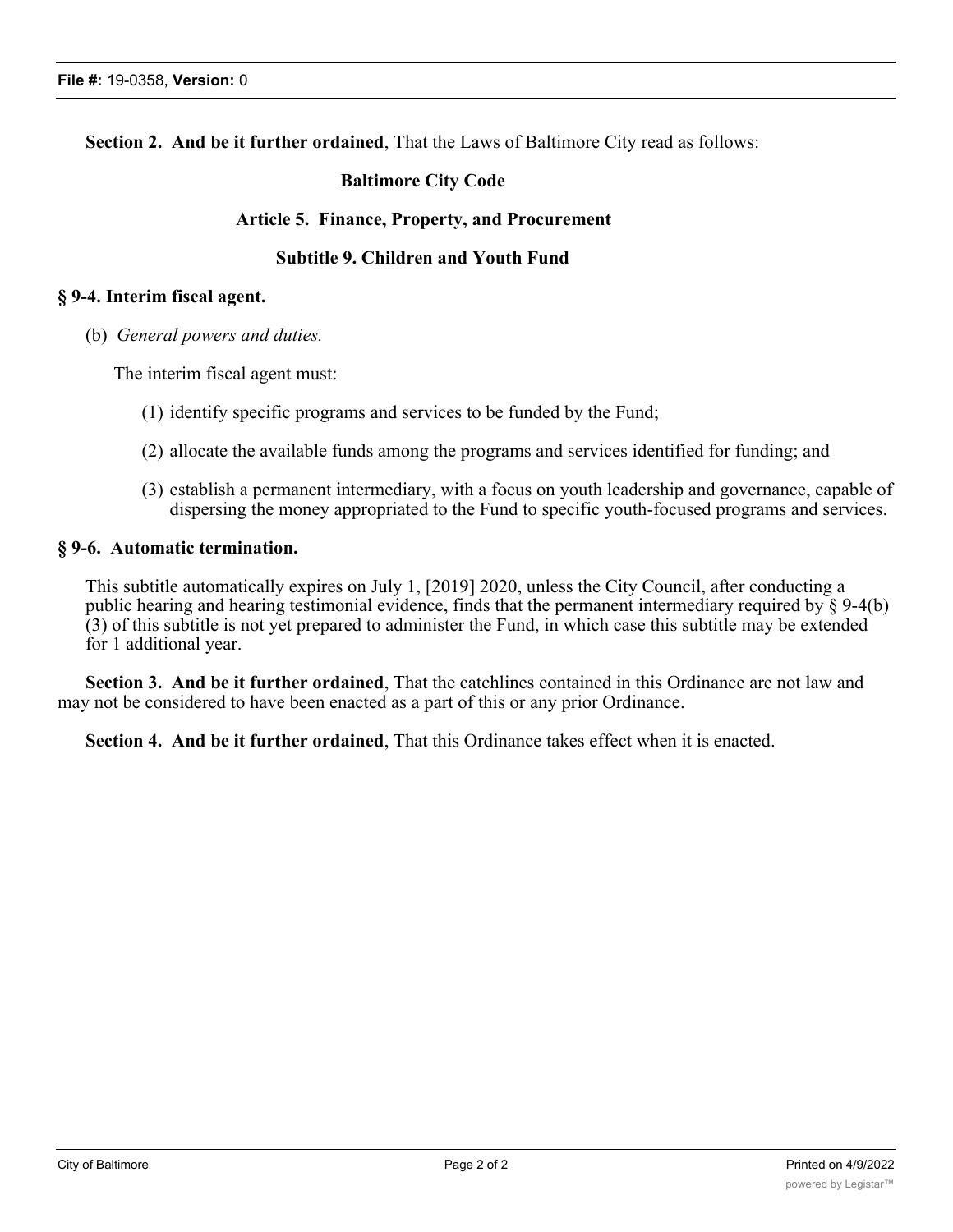**Section 2. And be it further ordained**, That the Laws of Baltimore City read as follows:

**Baltimore City Code**

**Article 5. Finance, Property, and Procurement**

**Subtitle 9. Children and Youth Fund**

### § 9-4. Interim fiscal agent.

(b) *General powers and duties.*

The interim fiscal agent must:

(1) identify specific programs and services to be funded by the Fund;

(2) allocate the available funds among the programs and services identified for funding; and

(3) establish a permanent intermediary, with a focus on youth leadership and governance, capable of dispersing the money appropriated to the Fund to specific youth-focused programs and services.

### § 9-6. Automatic termination.

This subtitle automatically expires on July 1, [2019] 2020, unless the City Council, after conducting a public hearing and hearing testimonial evidence, finds that the permanent intermediary required by § 9-4(b)(3) of this subtitle is not yet prepared to administer the Fund, in which case this subtitle may be extended for 1 additional year.

**Section 3. And be it further ordained**, That the catchlines contained in this Ordinance are not law and may not be considered to have been enacted as a part of this or any prior Ordinance.

**Section 4. And be it further ordained**, That this Ordinance takes effect when it is enacted.